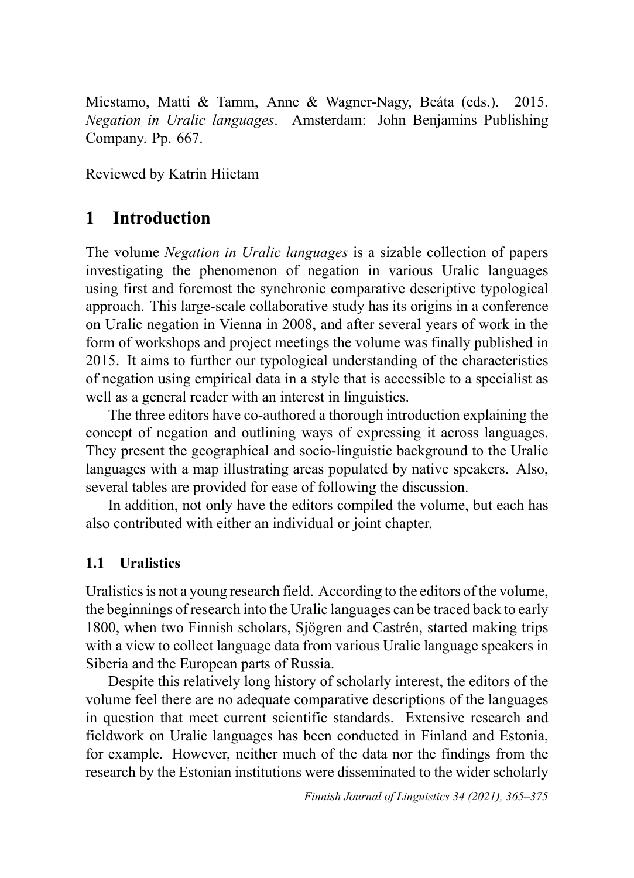Miestamo, Matti & Tamm, Anne & Wagner-Nagy, Beáta (eds.). 2015. *Negation in Uralic languages*. Amsterdam: John Benjamins Publishing Company. Pp. 667.

Reviewed by Katrin Hiietam

# 1 Introduction

The volume *Negation in Uralic languages* is a sizable collection of papers investigating the phenomenon of negation in various Uralic languages using first and foremost the synchronic comparative descriptive typological approach. This large-scale collaborative study has its origins in a conference on Uralic negation in Vienna in 2008, and after several years of work in the form of workshops and project meetings the volume was finally published in 2015. It aims to further our typological understanding of the characteristics of negation using empirical data in a style that is accessible to a specialist as well as a general reader with an interest in linguistics.

The three editors have co-authored a thorough introduction explaining the concept of negation and outlining ways of expressing it across languages. They present the geographical and socio-linguistic background to the Uralic languages with a map illustrating areas populated by native speakers. Also, several tables are provided for ease of following the discussion.

In addition, not only have the editors compiled the volume, but each has also contributed with either an individual or joint chapter.

## 1.1 Uralistics

Uralistics is not a young research field. According to the editors of the volume, the beginnings of research into the Uralic languages can be traced back to early 1800, when two Finnish scholars, Sjögren and Castrén, started making trips with a view to collect language data from various Uralic language speakers in Siberia and the European parts of Russia.

Despite this relatively long history of scholarly interest, the editors of the volume feel there are no adequate comparative descriptions of the languages in question that meet current scientific standards. Extensive research and fieldwork on Uralic languages has been conducted in Finland and Estonia, for example. However, neither much of the data nor the findings from the research by the Estonian institutions were disseminated to the wider scholarly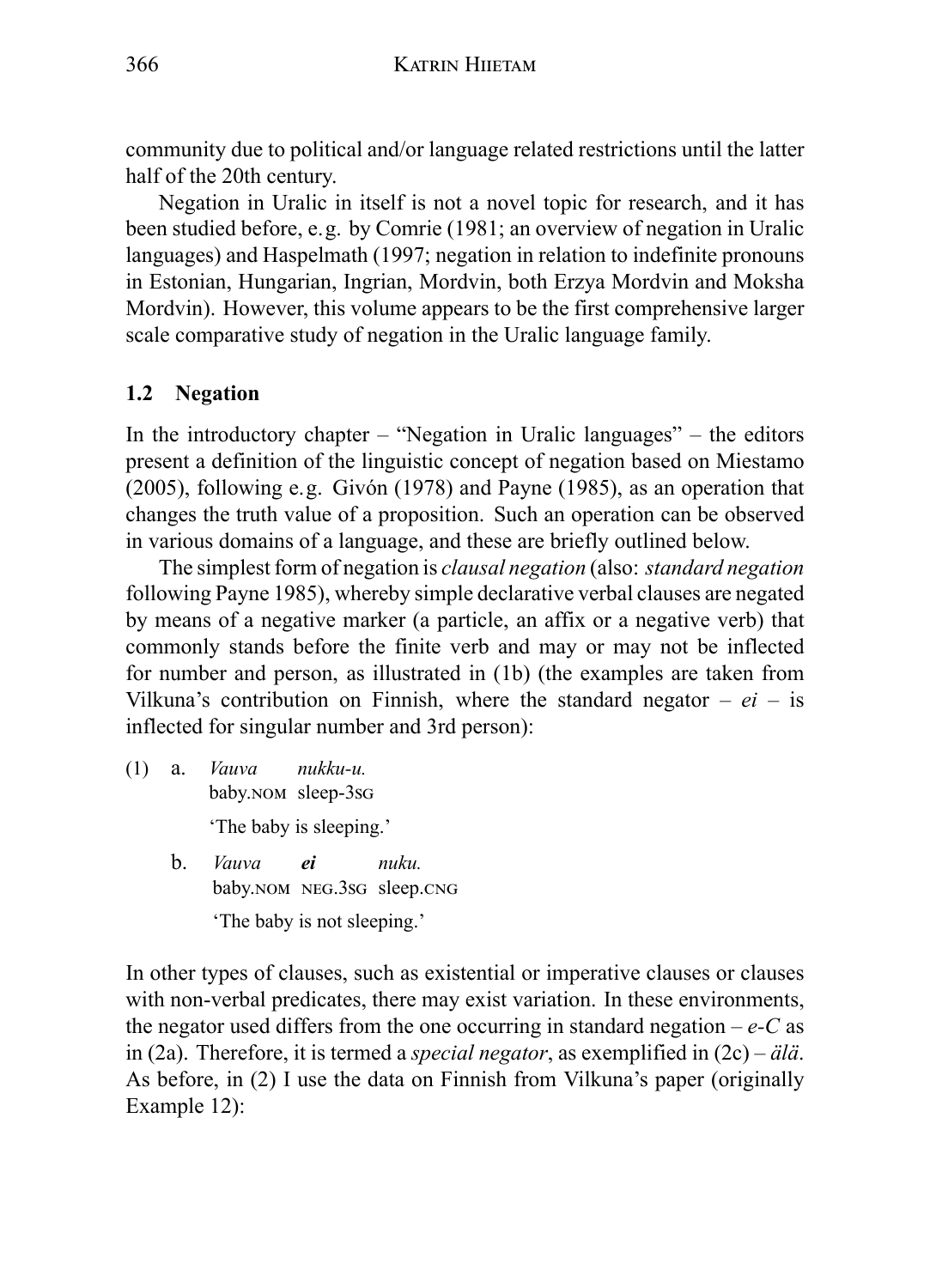community due to political and/or language related restrictions until the latter half of the 20th century.

Negation in Uralic in itself is not a novel topic for research, and it has been studied before, e.g. by Comrie (1981; an overview of negation in Uralic languages) and Haspelmath (1997; negation in relation to indefinite pronouns in Estonian, Hungarian, Ingrian, Mordvin, both Erzya Mordvin and Moksha Mordvin). However, this volume appears to be the first comprehensive larger scale comparative study of negation in the Uralic language family.

## 1.2 Negation

In the introductory chapter – "Negation in Uralic languages" – the editors present a definition of the linguistic concept of negation based on Miestamo (2005), following e.g. Givón (1978) and Payne (1985), as an operation that changes the truth value of a proposition. Such an operation can be observed in various domains of a language, and these are briefly outlined below.

The simplest form of negation is *clausal negation* (also: *standard negation* following Payne 1985), whereby simple declarative verbal clauses are negated by means of a negative marker (a particle, an affix or a negative verb) that commonly stands before the finite verb and may or may not be inflected for number and person, as illustrated in (1b) (the examples are taken from Vilkuna's contribution on Finnish, where the standard negator – *ei* – is inflected for singular number and 3rd person):

(1) a. *Vauva* *nukku-u.*
baby.NOM sleep-3SG
'The baby is sleeping.'

b. *Vauva* ***ei*** *nuku.*
baby.NOM NEG.3SG sleep.CNG
'The baby is not sleeping.'

In other types of clauses, such as existential or imperative clauses or clauses with non-verbal predicates, there may exist variation. In these environments, the negator used differs from the one occurring in standard negation – *e-C* as in (2a). Therefore, it is termed a *special negator*, as exemplified in (2c) – *älä*. As before, in (2) I use the data on Finnish from Vilkuna's paper (originally Example 12):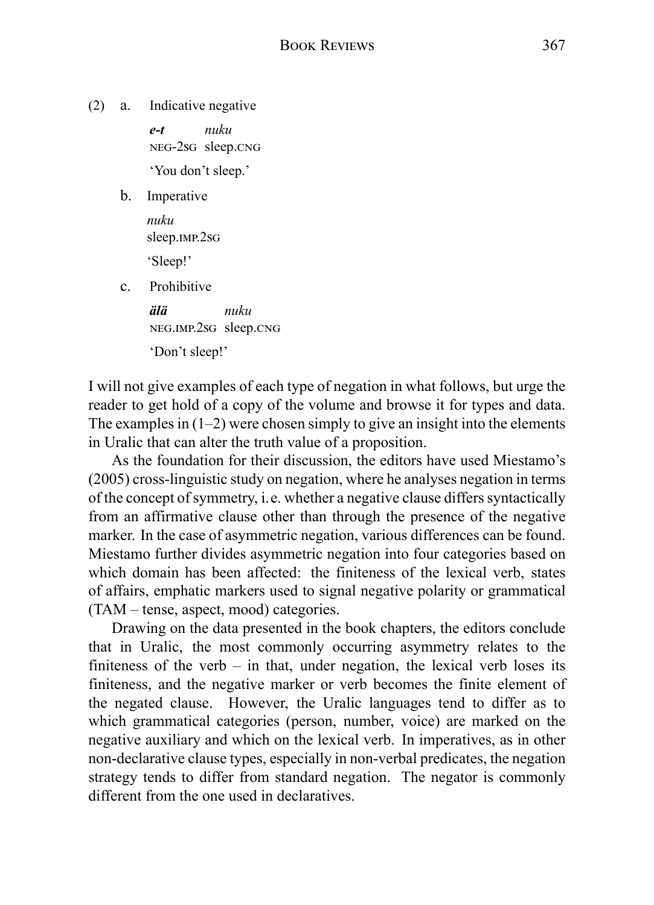(2) a. Indicative negative

 ***e-t*** *nuku*
 NEG-2SG sleep.CNG

 'You don't sleep.'

 b. Imperative

 *nuku*
 sleep.IMP.2SG

 'Sleep!'

 c. Prohibitive

 ***älä*** *nuku*
 NEG.IMP.2SG sleep.CNG

 'Don't sleep!'

I will not give examples of each type of negation in what follows, but urge the reader to get hold of a copy of the volume and browse it for types and data. The examples in (1–2) were chosen simply to give an insight into the elements in Uralic that can alter the truth value of a proposition.

As the foundation for their discussion, the editors have used Miestamo's (2005) cross-linguistic study on negation, where he analyses negation in terms of the concept of symmetry, i. e. whether a negative clause differs syntactically from an affirmative clause other than through the presence of the negative marker. In the case of asymmetric negation, various differences can be found. Miestamo further divides asymmetric negation into four categories based on which domain has been affected: the finiteness of the lexical verb, states of affairs, emphatic markers used to signal negative polarity or grammatical (TAM – tense, aspect, mood) categories.

Drawing on the data presented in the book chapters, the editors conclude that in Uralic, the most commonly occurring asymmetry relates to the finiteness of the verb – in that, under negation, the lexical verb loses its finiteness, and the negative marker or verb becomes the finite element of the negated clause. However, the Uralic languages tend to differ as to which grammatical categories (person, number, voice) are marked on the negative auxiliary and which on the lexical verb. In imperatives, as in other non-declarative clause types, especially in non-verbal predicates, the negation strategy tends to differ from standard negation. The negator is commonly different from the one used in declaratives.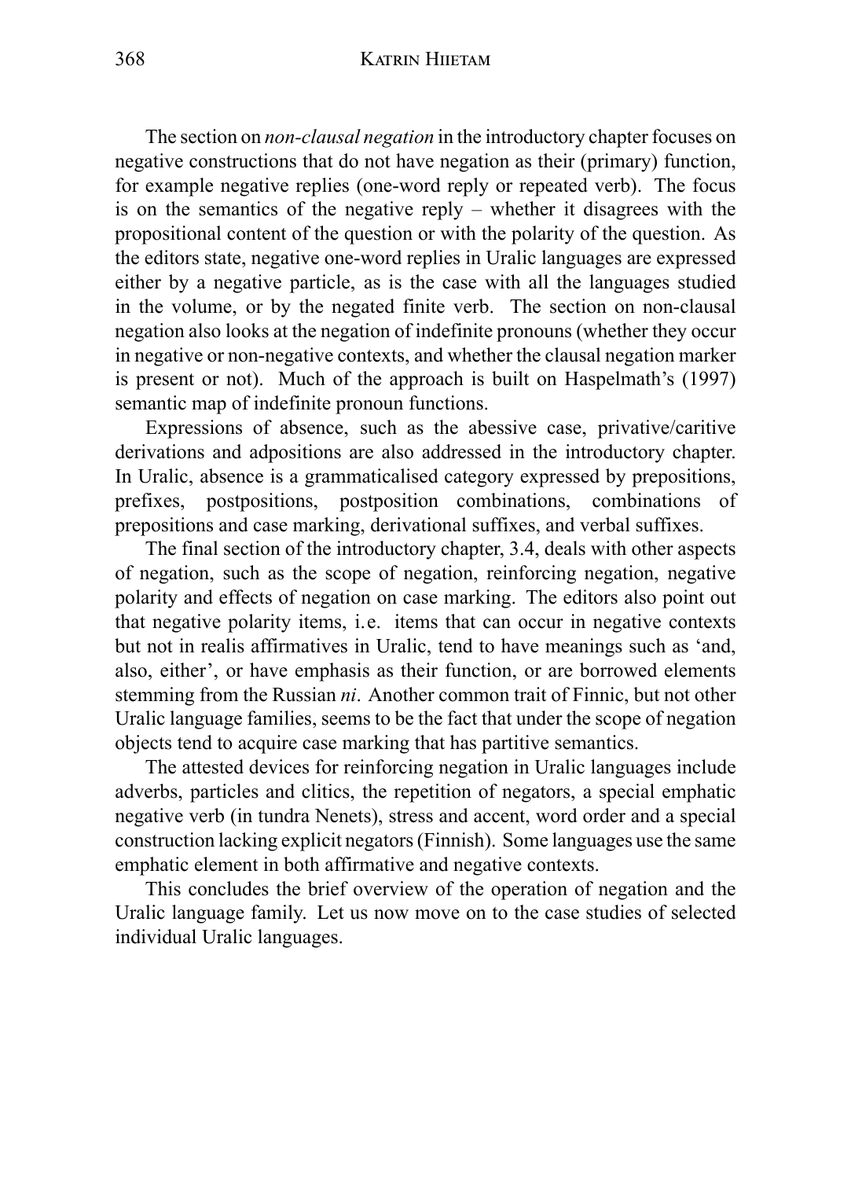The section on *non-clausal negation* in the introductory chapter focuses on negative constructions that do not have negation as their (primary) function, for example negative replies (one-word reply or repeated verb). The focus is on the semantics of the negative reply – whether it disagrees with the propositional content of the question or with the polarity of the question. As the editors state, negative one-word replies in Uralic languages are expressed either by a negative particle, as is the case with all the languages studied in the volume, or by the negated finite verb. The section on non-clausal negation also looks at the negation of indefinite pronouns (whether they occur in negative or non-negative contexts, and whether the clausal negation marker is present or not). Much of the approach is built on Haspelmath's (1997) semantic map of indefinite pronoun functions.

Expressions of absence, such as the abessive case, privative/caritive derivations and adpositions are also addressed in the introductory chapter. In Uralic, absence is a grammaticalised category expressed by prepositions, prefixes, postpositions, postposition combinations, combinations of prepositions and case marking, derivational suffixes, and verbal suffixes.

The final section of the introductory chapter, 3.4, deals with other aspects of negation, such as the scope of negation, reinforcing negation, negative polarity and effects of negation on case marking. The editors also point out that negative polarity items, i.e. items that can occur in negative contexts but not in realis affirmatives in Uralic, tend to have meanings such as 'and, also, either', or have emphasis as their function, or are borrowed elements stemming from the Russian *ni*. Another common trait of Finnic, but not other Uralic language families, seems to be the fact that under the scope of negation objects tend to acquire case marking that has partitive semantics.

The attested devices for reinforcing negation in Uralic languages include adverbs, particles and clitics, the repetition of negators, a special emphatic negative verb (in tundra Nenets), stress and accent, word order and a special construction lacking explicit negators (Finnish). Some languages use the same emphatic element in both affirmative and negative contexts.

This concludes the brief overview of the operation of negation and the Uralic language family. Let us now move on to the case studies of selected individual Uralic languages.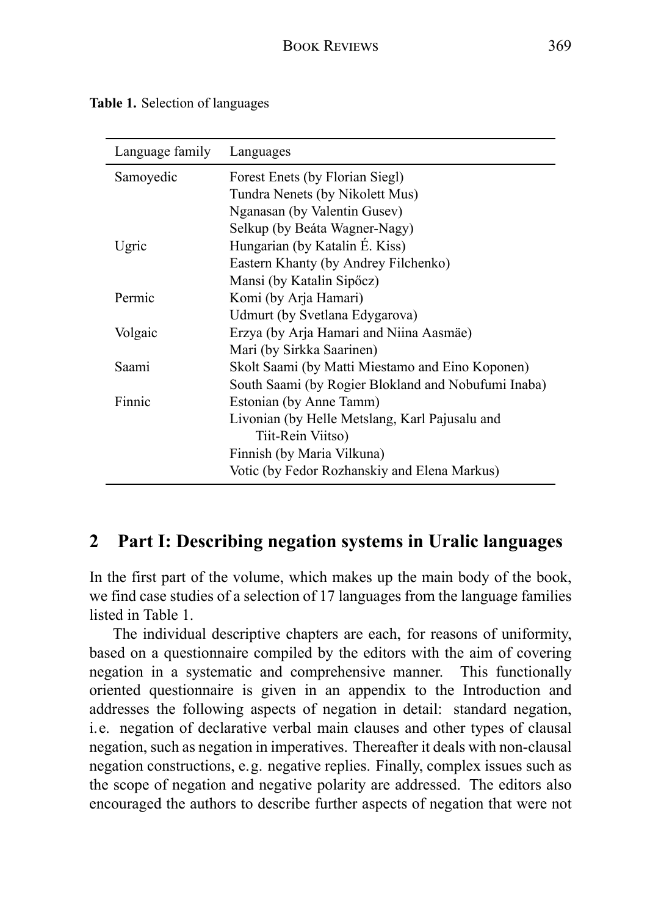**Table 1.** Selection of languages

| Language family | Languages |
|---|---|
| Samoyedic | Forest Enets (by Florian Siegl) |
| | Tundra Nenets (by Nikolett Mus) |
| | Nganasan (by Valentin Gusev) |
| | Selkup (by Beáta Wagner-Nagy) |
| Ugric | Hungarian (by Katalin É. Kiss) |
| | Eastern Khanty (by Andrey Filchenko) |
| | Mansi (by Katalin Sipőcz) |
| Permic | Komi (by Arja Hamari) |
| | Udmurt (by Svetlana Edygarova) |
| Volgaic | Erzya (by Arja Hamari and Niina Aasmäe) |
| | Mari (by Sirkka Saarinen) |
| Saami | Skolt Saami (by Matti Miestamo and Eino Koponen) |
| | South Saami (by Rogier Blokland and Nobufumi Inaba) |
| Finnic | Estonian (by Anne Tamm) |
| | Livonian (by Helle Metslang, Karl Pajusalu and Tiit-Rein Viitso) |
| | Finnish (by Maria Vilkuna) |
| | Votic (by Fedor Rozhanskiy and Elena Markus) |

## 2 Part I: Describing negation systems in Uralic languages

In the first part of the volume, which makes up the main body of the book, we find case studies of a selection of 17 languages from the language families listed in Table 1.

The individual descriptive chapters are each, for reasons of uniformity, based on a questionnaire compiled by the editors with the aim of covering negation in a systematic and comprehensive manner. This functionally oriented questionnaire is given in an appendix to the Introduction and addresses the following aspects of negation in detail: standard negation, i.e. negation of declarative verbal main clauses and other types of clausal negation, such as negation in imperatives. Thereafter it deals with non-clausal negation constructions, e.g. negative replies. Finally, complex issues such as the scope of negation and negative polarity are addressed. The editors also encouraged the authors to describe further aspects of negation that were not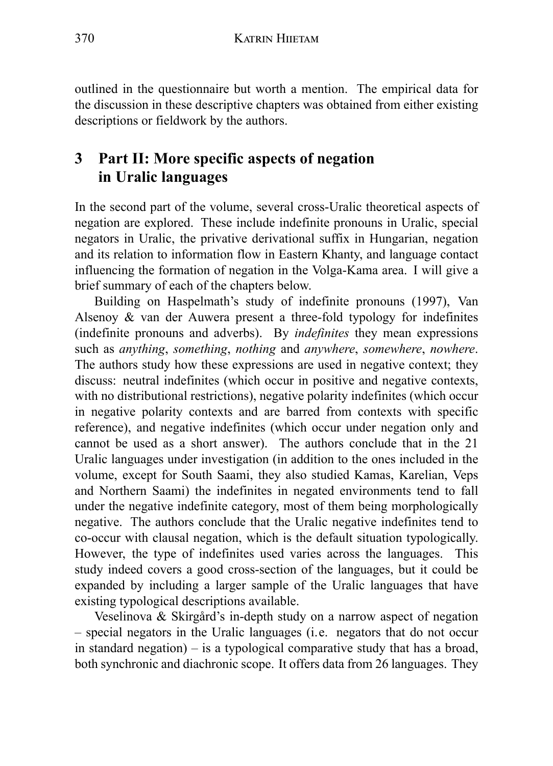outlined in the questionnaire but worth a mention. The empirical data for the discussion in these descriptive chapters was obtained from either existing descriptions or fieldwork by the authors.

## 3 Part II: More specific aspects of negation in Uralic languages

In the second part of the volume, several cross-Uralic theoretical aspects of negation are explored. These include indefinite pronouns in Uralic, special negators in Uralic, the privative derivational suffix in Hungarian, negation and its relation to information flow in Eastern Khanty, and language contact influencing the formation of negation in the Volga-Kama area. I will give a brief summary of each of the chapters below.

Building on Haspelmath's study of indefinite pronouns (1997), Van Alsenoy & van der Auwera present a three-fold typology for indefinites (indefinite pronouns and adverbs). By *indefinites* they mean expressions such as *anything*, *something*, *nothing* and *anywhere*, *somewhere*, *nowhere*. The authors study how these expressions are used in negative context; they discuss: neutral indefinites (which occur in positive and negative contexts, with no distributional restrictions), negative polarity indefinites (which occur in negative polarity contexts and are barred from contexts with specific reference), and negative indefinites (which occur under negation only and cannot be used as a short answer). The authors conclude that in the 21 Uralic languages under investigation (in addition to the ones included in the volume, except for South Saami, they also studied Kamas, Karelian, Veps and Northern Saami) the indefinites in negated environments tend to fall under the negative indefinite category, most of them being morphologically negative. The authors conclude that the Uralic negative indefinites tend to co-occur with clausal negation, which is the default situation typologically. However, the type of indefinites used varies across the languages. This study indeed covers a good cross-section of the languages, but it could be expanded by including a larger sample of the Uralic languages that have existing typological descriptions available.

Veselinova & Skirgård's in-depth study on a narrow aspect of negation – special negators in the Uralic languages (i.e. negators that do not occur in standard negation) – is a typological comparative study that has a broad, both synchronic and diachronic scope. It offers data from 26 languages. They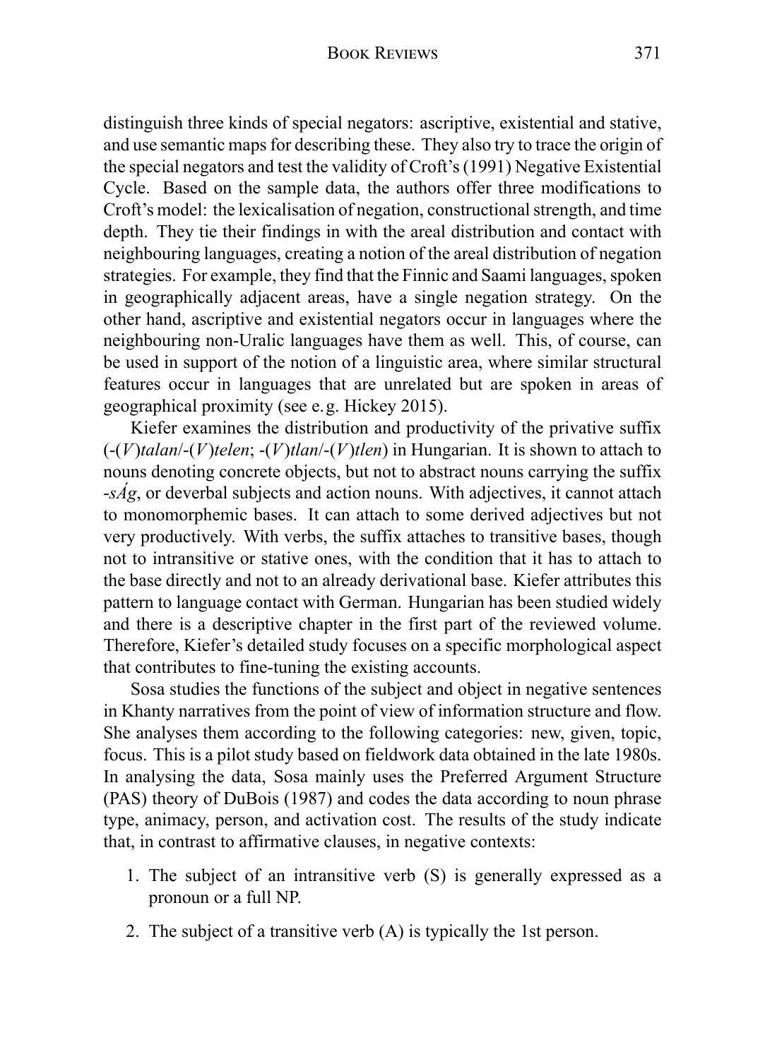distinguish three kinds of special negators: ascriptive, existential and stative, and use semantic maps for describing these. They also try to trace the origin of the special negators and test the validity of Croft's (1991) Negative Existential Cycle. Based on the sample data, the authors offer three modifications to Croft's model: the lexicalisation of negation, constructional strength, and time depth. They tie their findings in with the areal distribution and contact with neighbouring languages, creating a notion of the areal distribution of negation strategies. For example, they find that the Finnic and Saami languages, spoken in geographically adjacent areas, have a single negation strategy. On the other hand, ascriptive and existential negators occur in languages where the neighbouring non-Uralic languages have them as well. This, of course, can be used in support of the notion of a linguistic area, where similar structural features occur in languages that are unrelated but are spoken in areas of geographical proximity (see e. g. Hickey 2015).

Kiefer examines the distribution and productivity of the privative suffix (-(*V*)*talan*/-(*V*)*telen*; -(*V*)*tlan*/-(*V*)*tlen*) in Hungarian. It is shown to attach to nouns denoting concrete objects, but not to abstract nouns carrying the suffix -*sÁg*, or deverbal subjects and action nouns. With adjectives, it cannot attach to monomorphemic bases. It can attach to some derived adjectives but not very productively. With verbs, the suffix attaches to transitive bases, though not to intransitive or stative ones, with the condition that it has to attach to the base directly and not to an already derivational base. Kiefer attributes this pattern to language contact with German. Hungarian has been studied widely and there is a descriptive chapter in the first part of the reviewed volume. Therefore, Kiefer's detailed study focuses on a specific morphological aspect that contributes to fine-tuning the existing accounts.

Sosa studies the functions of the subject and object in negative sentences in Khanty narratives from the point of view of information structure and flow. She analyses them according to the following categories: new, given, topic, focus. This is a pilot study based on fieldwork data obtained in the late 1980s. In analysing the data, Sosa mainly uses the Preferred Argument Structure (PAS) theory of DuBois (1987) and codes the data according to noun phrase type, animacy, person, and activation cost. The results of the study indicate that, in contrast to affirmative clauses, in negative contexts:

1. The subject of an intransitive verb (S) is generally expressed as a pronoun or a full NP.
2. The subject of a transitive verb (A) is typically the 1st person.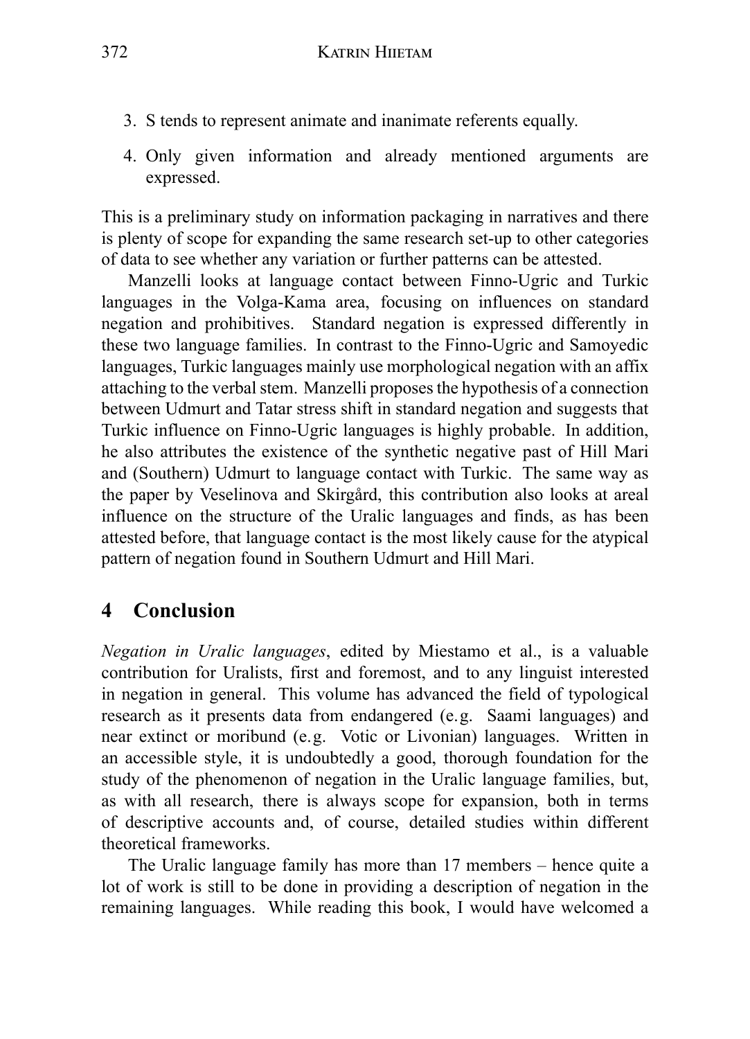3. S tends to represent animate and inanimate referents equally.
4. Only given information and already mentioned arguments are expressed.

This is a preliminary study on information packaging in narratives and there is plenty of scope for expanding the same research set-up to other categories of data to see whether any variation or further patterns can be attested.

Manzelli looks at language contact between Finno-Ugric and Turkic languages in the Volga-Kama area, focusing on influences on standard negation and prohibitives. Standard negation is expressed differently in these two language families. In contrast to the Finno-Ugric and Samoyedic languages, Turkic languages mainly use morphological negation with an affix attaching to the verbal stem. Manzelli proposes the hypothesis of a connection between Udmurt and Tatar stress shift in standard negation and suggests that Turkic influence on Finno-Ugric languages is highly probable. In addition, he also attributes the existence of the synthetic negative past of Hill Mari and (Southern) Udmurt to language contact with Turkic. The same way as the paper by Veselinova and Skirgård, this contribution also looks at areal influence on the structure of the Uralic languages and finds, as has been attested before, that language contact is the most likely cause for the atypical pattern of negation found in Southern Udmurt and Hill Mari.

## 4 Conclusion

*Negation in Uralic languages*, edited by Miestamo et al., is a valuable contribution for Uralists, first and foremost, and to any linguist interested in negation in general. This volume has advanced the field of typological research as it presents data from endangered (e.g. Saami languages) and near extinct or moribund (e.g. Votic or Livonian) languages. Written in an accessible style, it is undoubtedly a good, thorough foundation for the study of the phenomenon of negation in the Uralic language families, but, as with all research, there is always scope for expansion, both in terms of descriptive accounts and, of course, detailed studies within different theoretical frameworks.

The Uralic language family has more than 17 members – hence quite a lot of work is still to be done in providing a description of negation in the remaining languages. While reading this book, I would have welcomed a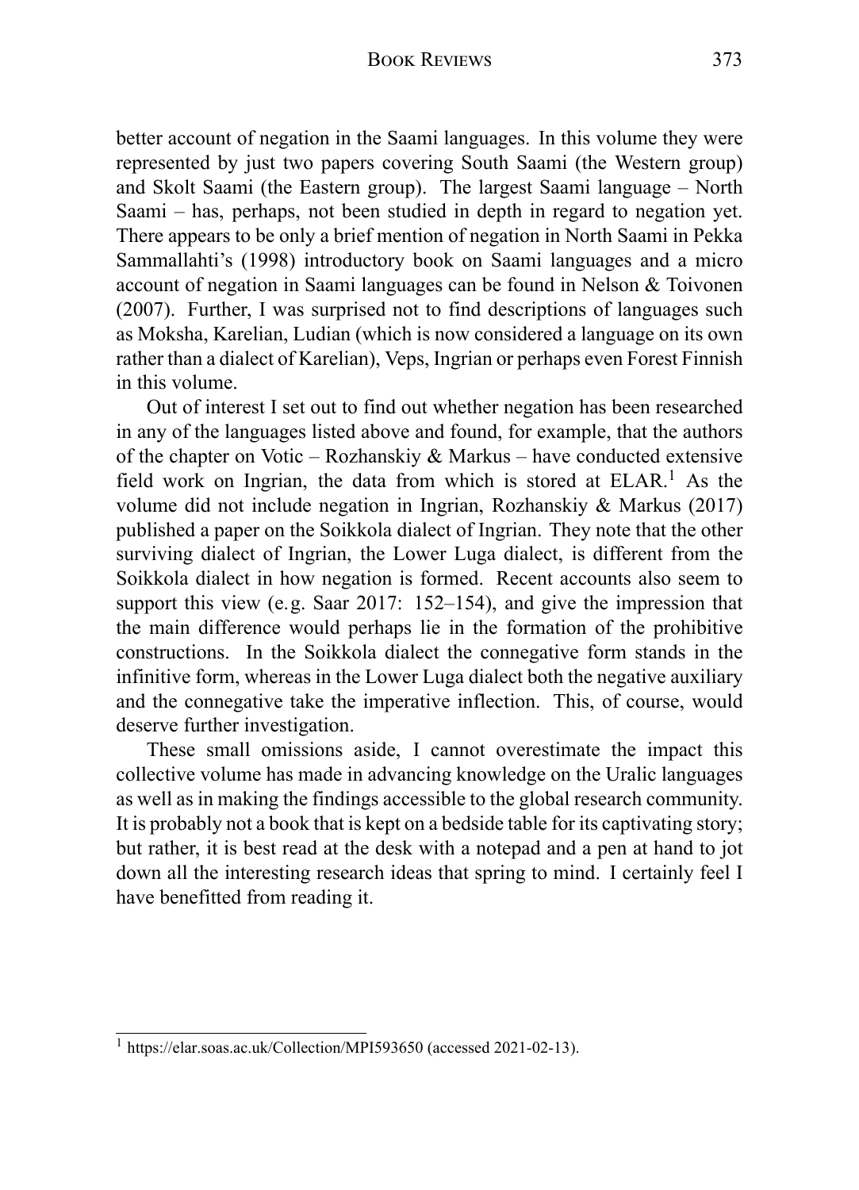better account of negation in the Saami languages. In this volume they were represented by just two papers covering South Saami (the Western group) and Skolt Saami (the Eastern group). The largest Saami language – North Saami – has, perhaps, not been studied in depth in regard to negation yet. There appears to be only a brief mention of negation in North Saami in Pekka Sammallahti's (1998) introductory book on Saami languages and a micro account of negation in Saami languages can be found in Nelson & Toivonen (2007). Further, I was surprised not to find descriptions of languages such as Moksha, Karelian, Ludian (which is now considered a language on its own rather than a dialect of Karelian), Veps, Ingrian or perhaps even Forest Finnish in this volume.

Out of interest I set out to find out whether negation has been researched in any of the languages listed above and found, for example, that the authors of the chapter on Votic – Rozhanskiy & Markus – have conducted extensive field work on Ingrian, the data from which is stored at ELAR.[1] As the volume did not include negation in Ingrian, Rozhanskiy & Markus (2017) published a paper on the Soikkola dialect of Ingrian. They note that the other surviving dialect of Ingrian, the Lower Luga dialect, is different from the Soikkola dialect in how negation is formed. Recent accounts also seem to support this view (e.g. Saar 2017: 152–154), and give the impression that the main difference would perhaps lie in the formation of the prohibitive constructions. In the Soikkola dialect the connegative form stands in the infinitive form, whereas in the Lower Luga dialect both the negative auxiliary and the connegative take the imperative inflection. This, of course, would deserve further investigation.

These small omissions aside, I cannot overestimate the impact this collective volume has made in advancing knowledge on the Uralic languages as well as in making the findings accessible to the global research community. It is probably not a book that is kept on a bedside table for its captivating story; but rather, it is best read at the desk with a notepad and a pen at hand to jot down all the interesting research ideas that spring to mind. I certainly feel I have benefitted from reading it.

---

[1] https://elar.soas.ac.uk/Collection/MPI593650 (accessed 2021-02-13).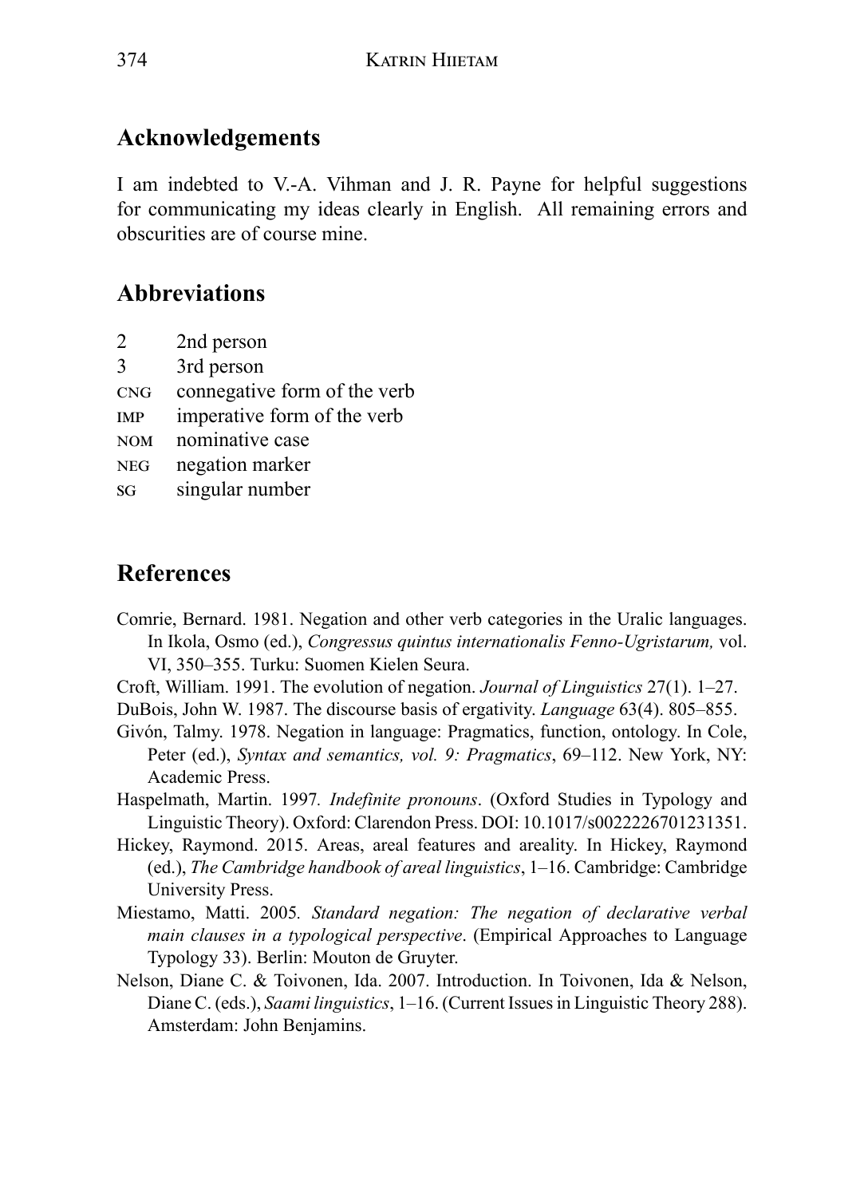## Acknowledgements

I am indebted to V.-A. Vihman and J. R. Payne for helpful suggestions for communicating my ideas clearly in English. All remaining errors and obscurities are of course mine.

## Abbreviations

| | |
|---|---|
| 2 | 2nd person |
| 3 | 3rd person |
| CNG | connegative form of the verb |
| IMP | imperative form of the verb |
| NOM | nominative case |
| NEG | negation marker |
| SG | singular number |

## References

Comrie, Bernard. 1981. Negation and other verb categories in the Uralic languages. In Ikola, Osmo (ed.), *Congressus quintus internationalis Fenno-Ugristarum,* vol. VI, 350–355. Turku: Suomen Kielen Seura.

Croft, William. 1991. The evolution of negation. *Journal of Linguistics* 27(1). 1–27.

DuBois, John W. 1987. The discourse basis of ergativity. *Language* 63(4). 805–855.

Givón, Talmy. 1978. Negation in language: Pragmatics, function, ontology. In Cole, Peter (ed.), *Syntax and semantics, vol. 9: Pragmatics*, 69–112. New York, NY: Academic Press.

Haspelmath, Martin. 1997. *Indefinite pronouns*. (Oxford Studies in Typology and Linguistic Theory). Oxford: Clarendon Press. DOI: 10.1017/s0022226701231351.

Hickey, Raymond. 2015. Areas, areal features and areality. In Hickey, Raymond (ed.), *The Cambridge handbook of areal linguistics*, 1–16. Cambridge: Cambridge University Press.

Miestamo, Matti. 2005. *Standard negation: The negation of declarative verbal main clauses in a typological perspective*. (Empirical Approaches to Language Typology 33). Berlin: Mouton de Gruyter.

Nelson, Diane C. & Toivonen, Ida. 2007. Introduction. In Toivonen, Ida & Nelson, Diane C. (eds.), *Saami linguistics*, 1–16. (Current Issues in Linguistic Theory 288). Amsterdam: John Benjamins.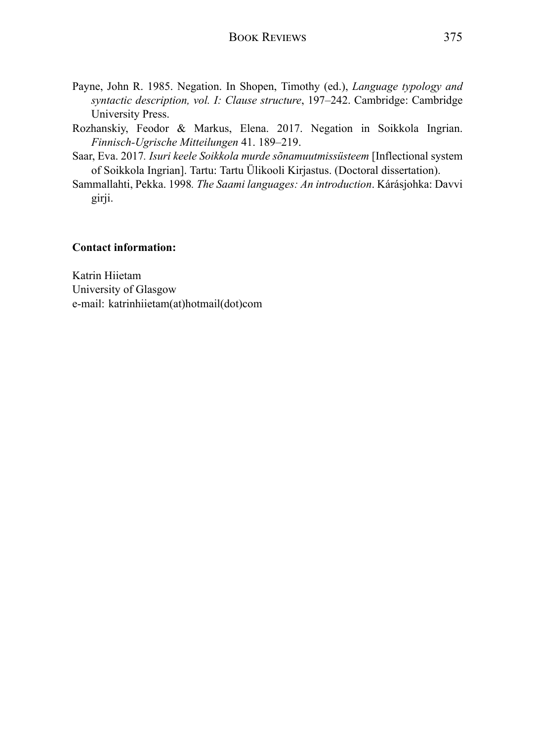Payne, John R. 1985. Negation. In Shopen, Timothy (ed.), *Language typology and syntactic description, vol. I: Clause structure*, 197–242. Cambridge: Cambridge University Press.

Rozhanskiy, Feodor & Markus, Elena. 2017. Negation in Soikkola Ingrian. *Finnisch-Ugrische Mitteilungen* 41. 189–219.

Saar, Eva. 2017. *Isuri keele Soikkola murde sõnamuutmissüsteem* [Inflectional system of Soikkola Ingrian]. Tartu: Tartu Ülikooli Kirjastus. (Doctoral dissertation).

Sammallahti, Pekka. 1998. *The Saami languages: An introduction*. Kárásjohka: Davvi girji.

**Contact information:**

Katrin Hiietam
University of Glasgow
e-mail: katrinhiietam(at)hotmail(dot)com